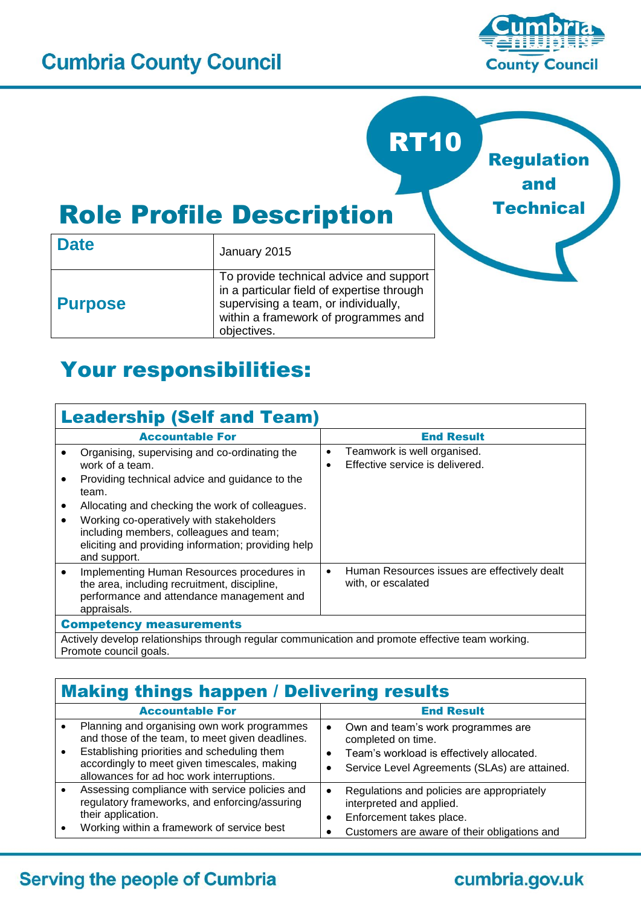# Cumbria County Council

**RT10** Regulation and Technical

# Role Profile Description

| Date | January 2015 |
|---|---|
| Purpose | To provide technical advice and support in a particular field of expertise through supervising a team, or individually, within a framework of programmes and objectives. |

# Your responsibilities:

## Leadership (Self and Team)

| Accountable For | End Result |
|---|---|
| • Organising, supervising and co-ordinating the work of a team.<br>• Providing technical advice and guidance to the team.<br>• Allocating and checking the work of colleagues.<br>• Working co-operatively with stakeholders including members, colleagues and team; eliciting and providing information; providing help and support. | • Teamwork is well organised.<br>• Effective service is delivered. |
| • Implementing Human Resources procedures in the area, including recruitment, discipline, performance and attendance management and appraisals. | • Human Resources issues are effectively dealt with, or escalated |

**Competency measurements**

Actively develop relationships through regular communication and promote effective team working. Promote council goals.

## Making things happen / Delivering results

| Accountable For | End Result |
|---|---|
| • Planning and organising own work programmes and those of the team, to meet given deadlines.<br>• Establishing priorities and scheduling them accordingly to meet given timescales, making allowances for ad hoc work interruptions. | • Own and team's work programmes are completed on time.<br>• Team's workload is effectively allocated.<br>• Service Level Agreements (SLAs) are attained. |
| • Assessing compliance with service policies and regulatory frameworks, and enforcing/assuring their application.<br>• Working within a framework of service best | • Regulations and policies are appropriately interpreted and applied.<br>• Enforcement takes place.<br>• Customers are aware of their obligations and |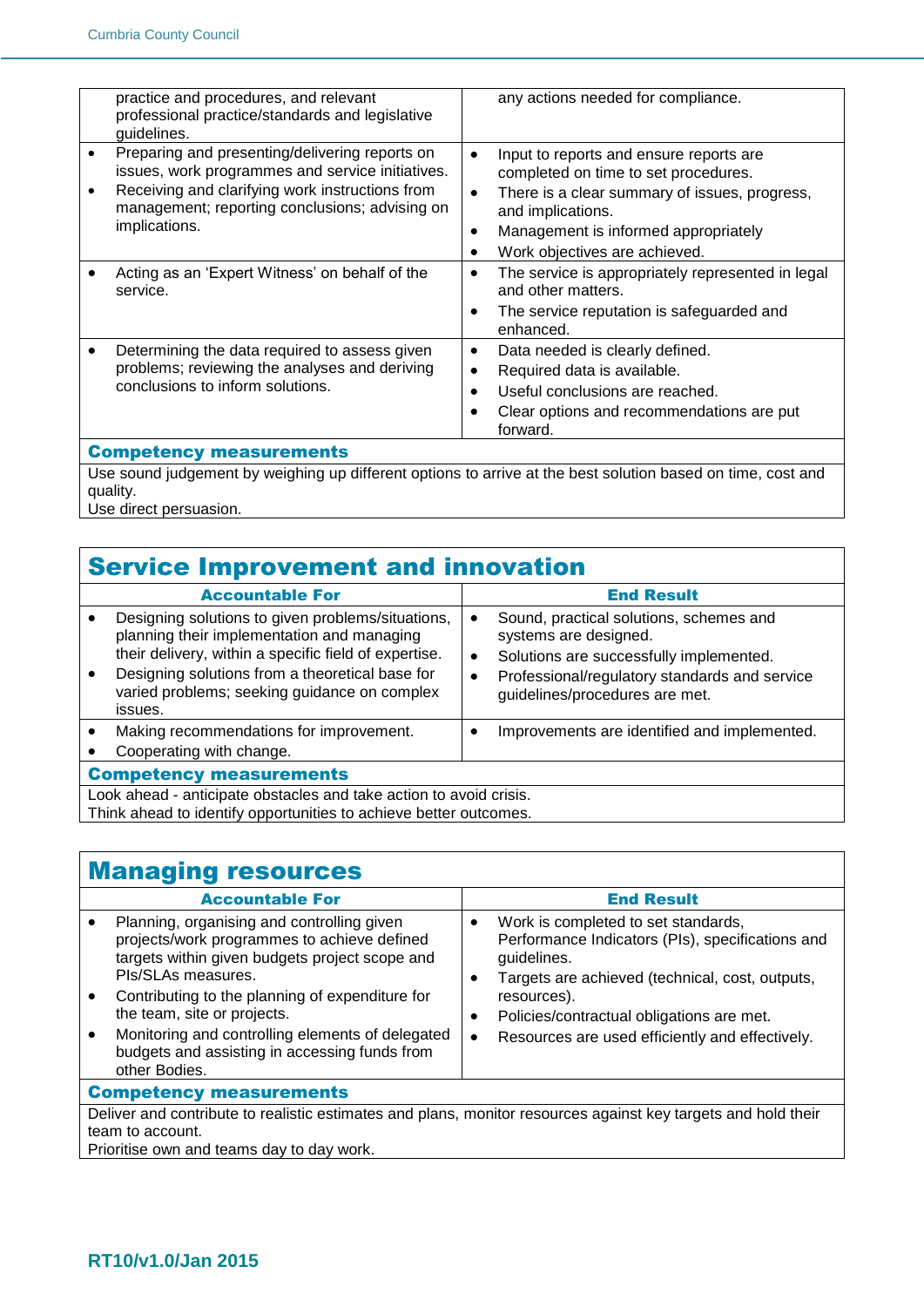| | |
|---|---|
| practice and procedures, and relevant professional practice/standards and legislative guidelines. | any actions needed for compliance. |
| • Preparing and presenting/delivering reports on issues, work programmes and service initiatives.<br>• Receiving and clarifying work instructions from management; reporting conclusions; advising on implications. | • Input to reports and ensure reports are completed on time to set procedures.<br>• There is a clear summary of issues, progress, and implications.<br>• Management is informed appropriately<br>• Work objectives are achieved. |
| • Acting as an 'Expert Witness' on behalf of the service. | • The service is appropriately represented in legal and other matters.<br>• The service reputation is safeguarded and enhanced. |
| • Determining the data required to assess given problems; reviewing the analyses and deriving conclusions to inform solutions. | • Data needed is clearly defined.<br>• Required data is available.<br>• Useful conclusions are reached.<br>• Clear options and recommendations are put forward. |

**Competency measurements**

Use sound judgement by weighing up different options to arrive at the best solution based on time, cost and quality.
Use direct persuasion.

## Service Improvement and innovation

| Accountable For | End Result |
|---|---|
| • Designing solutions to given problems/situations, planning their implementation and managing their delivery, within a specific field of expertise.<br>• Designing solutions from a theoretical base for varied problems; seeking guidance on complex issues. | • Sound, practical solutions, schemes and systems are designed.<br>• Solutions are successfully implemented.<br>• Professional/regulatory standards and service guidelines/procedures are met. |
| • Making recommendations for improvement.<br>• Cooperating with change. | • Improvements are identified and implemented. |

**Competency measurements**

Look ahead - anticipate obstacles and take action to avoid crisis.
Think ahead to identify opportunities to achieve better outcomes.

## Managing resources

| Accountable For | End Result |
|---|---|
| • Planning, organising and controlling given projects/work programmes to achieve defined targets within given budgets project scope and PIs/SLAs measures.<br>• Contributing to the planning of expenditure for the team, site or projects.<br>• Monitoring and controlling elements of delegated budgets and assisting in accessing funds from other Bodies. | • Work is completed to set standards, Performance Indicators (PIs), specifications and guidelines.<br>• Targets are achieved (technical, cost, outputs, resources).<br>• Policies/contractual obligations are met.<br>• Resources are used efficiently and effectively. |

**Competency measurements**

Deliver and contribute to realistic estimates and plans, monitor resources against key targets and hold their team to account.
Prioritise own and teams day to day work.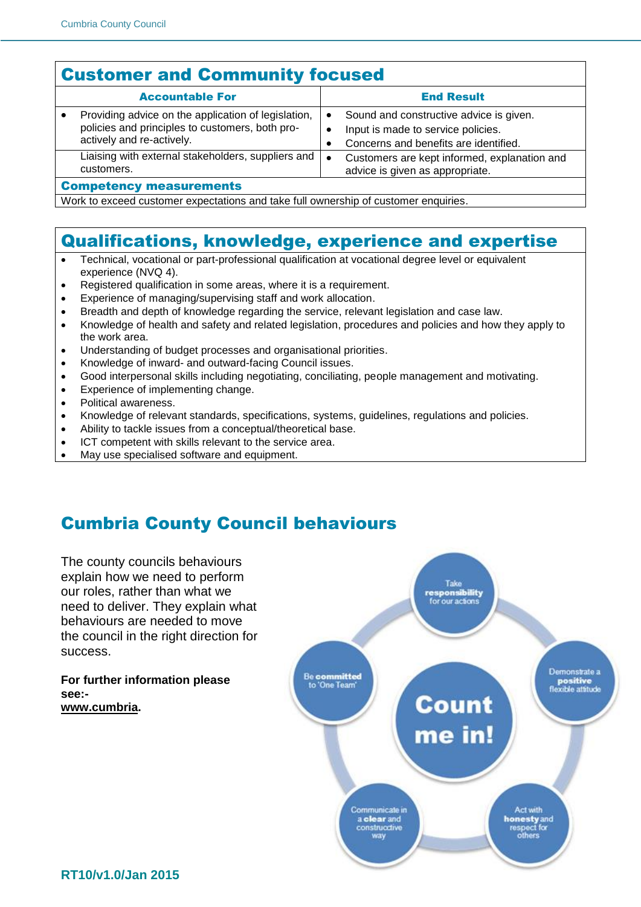## Customer and Community focused

| Accountable For | End Result |
|---|---|
| • Providing advice on the application of legislation, policies and principles to customers, both pro-actively and re-actively. | • Sound and constructive advice is given.<br>• Input is made to service policies.<br>• Concerns and benefits are identified. |
| Liaising with external stakeholders, suppliers and customers. | • Customers are kept informed, explanation and advice is given as appropriate. |

**Competency measurements**

Work to exceed customer expectations and take full ownership of customer enquiries.

## Qualifications, knowledge, experience and expertise

- Technical, vocational or part-professional qualification at vocational degree level or equivalent experience (NVQ 4).
- Registered qualification in some areas, where it is a requirement.
- Experience of managing/supervising staff and work allocation.
- Breadth and depth of knowledge regarding the service, relevant legislation and case law.
- Knowledge of health and safety and related legislation, procedures and policies and how they apply to the work area.
- Understanding of budget processes and organisational priorities.
- Knowledge of inward- and outward-facing Council issues.
- Good interpersonal skills including negotiating, conciliating, people management and motivating.
- Experience of implementing change.
- Political awareness.
- Knowledge of relevant standards, specifications, systems, guidelines, regulations and policies.
- Ability to tackle issues from a conceptual/theoretical base.
- ICT competent with skills relevant to the service area.
- May use specialised software and equipment.

## Cumbria County Council behaviours

The county councils behaviours explain how we need to perform our roles, rather than what we need to deliver. They explain what behaviours are needed to move the council in the right direction for success.

**For further information please see:-**
**www.cumbria.**

Count me in!

- Take **responsibility** for our actions
- Demonstrate a **positive** flexible attitude
- Act with **honesty** and respect for others
- Communicate in a **clear** and constructive way
- Be **committed** to 'One Team'

**RT10/v1.0/Jan 2015**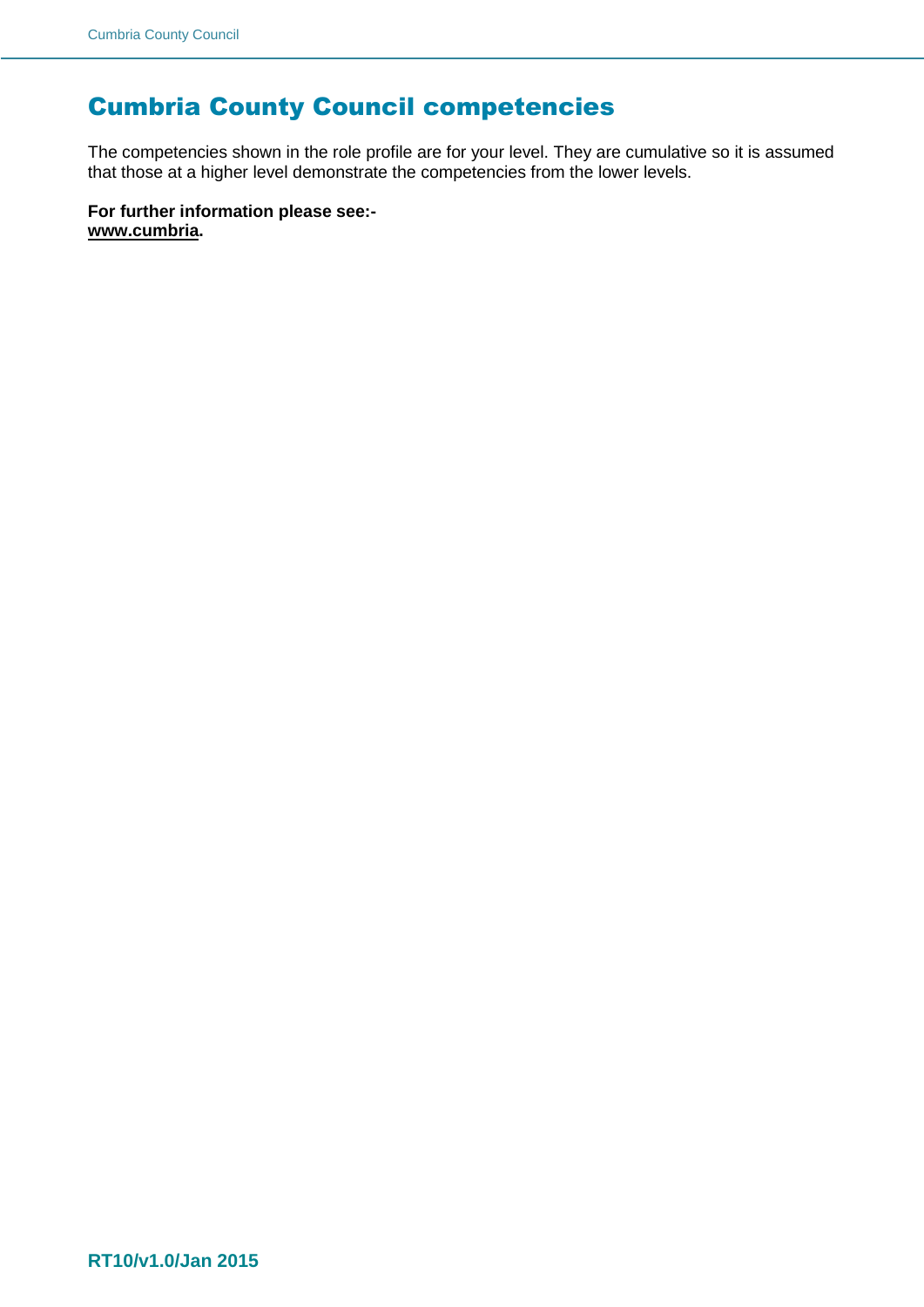# Cumbria County Council competencies

The competencies shown in the role profile are for your level. They are cumulative so it is assumed that those at a higher level demonstrate the competencies from the lower levels.

**For further information please see:-**
**www.cumbria.**

**RT10/v1.0/Jan 2015**